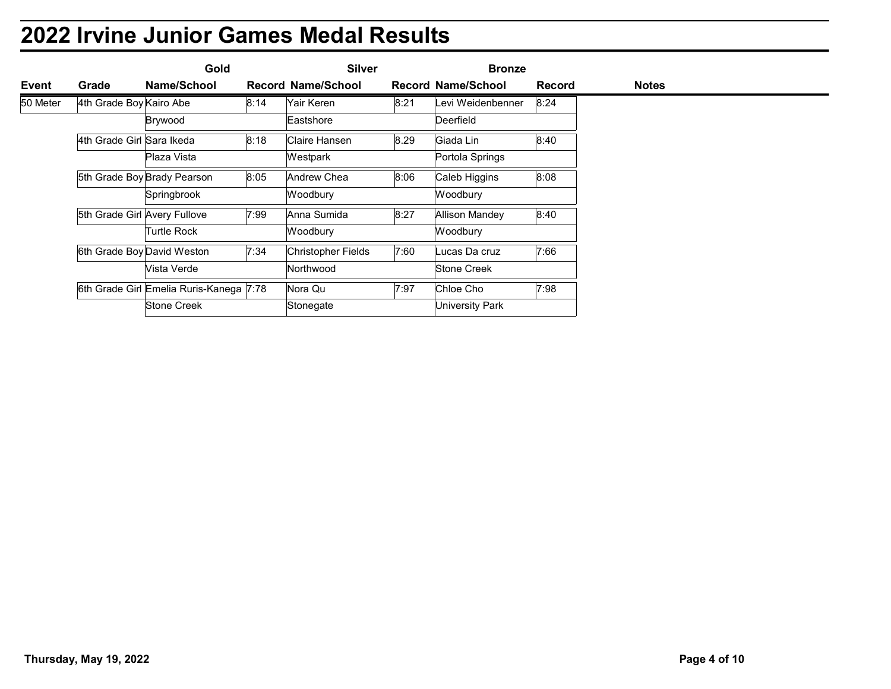# 2022 Irvine Junior Games Medal Results

| Event | Grade | Gold Name/School | Record | Silver Name/School | Record | Bronze Name/School | Record | Notes |
|---|---|---|---|---|---|---|---|---|
| 50 Meter | 4th Grade Boy | Kairo Abe | 8:14 | Yair Keren | 8:21 | Levi Weidenbenner | 8:24 | |
| | | Brywood | | Eastshore | | Deerfield | | |
| | 4th Grade Girl | Sara Ikeda | 8:18 | Claire Hansen | 8.29 | Giada Lin | 8:40 | |
| | | Plaza Vista | | Westpark | | Portola Springs | | |
| | 5th Grade Boy | Brady Pearson | 8:05 | Andrew Chea | 8:06 | Caleb Higgins | 8:08 | |
| | | Springbrook | | Woodbury | | Woodbury | | |
| | 5th Grade Girl | Avery Fullove | 7:99 | Anna Sumida | 8:27 | Allison Mandey | 8:40 | |
| | | Turtle Rock | | Woodbury | | Woodbury | | |
| | 6th Grade Boy | David Weston | 7:34 | Christopher Fields | 7:60 | Lucas Da cruz | 7:66 | |
| | | Vista Verde | | Northwood | | Stone Creek | | |
| | 6th Grade Girl | Emelia Ruris-Kanega | 7:78 | Nora Qu | 7:97 | Chloe Cho | 7:98 | |
| | | Stone Creek | | Stonegate | | University Park | | |

Thursday, May 19, 2022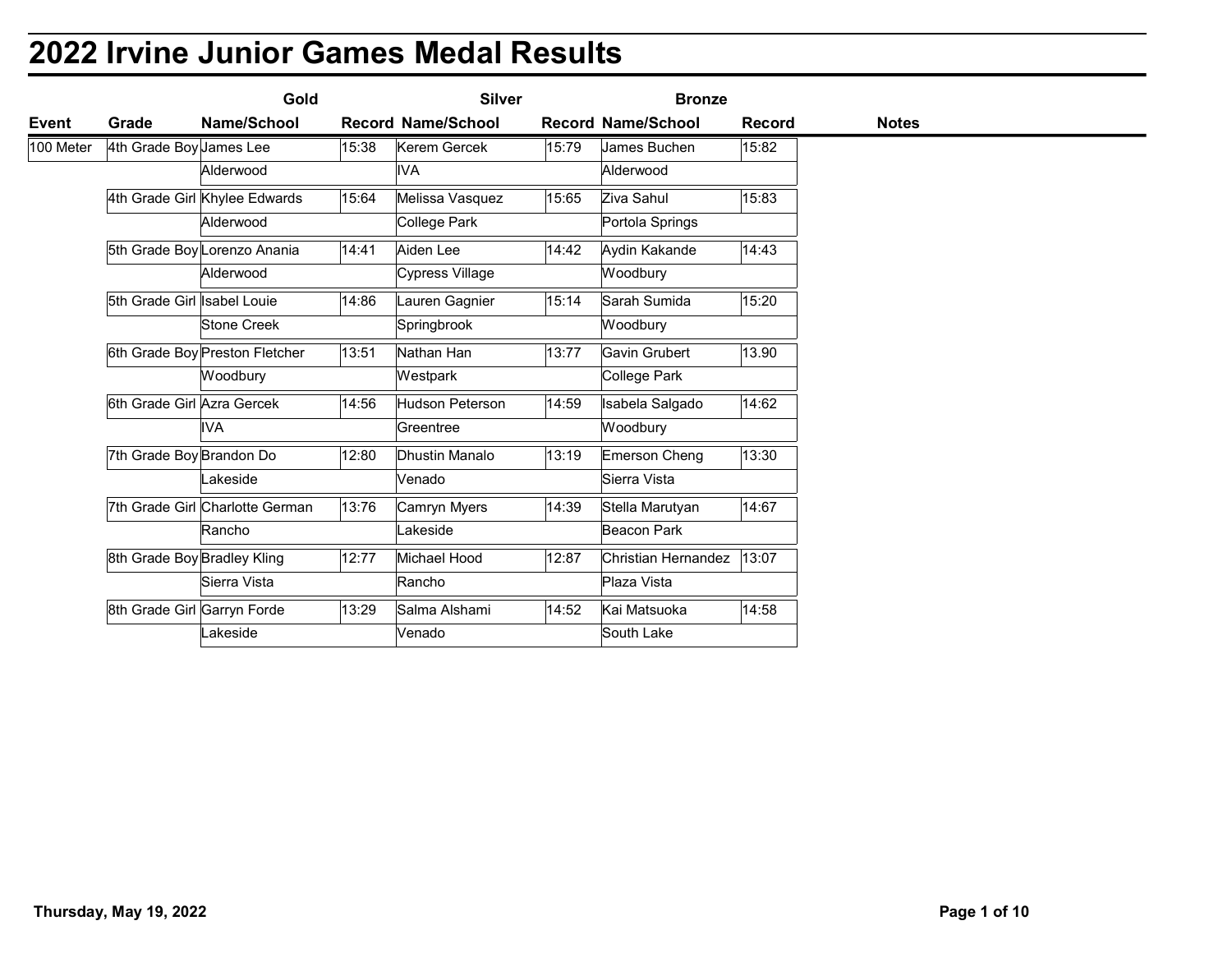# 2022 Irvine Junior Games Medal Results

| Event | Grade | Gold Name/School | Gold Record | Silver Name/School | Silver Record | Bronze Name/School | Bronze Record | Notes |
|---|---|---|---|---|---|---|---|---|
| 100 Meter | 4th Grade Boy | James Lee | 15:38 | Kerem Gercek | 15:79 | James Buchen | 15:82 | |
| | | Alderwood | | IVA | | Alderwood | | |
| | 4th Grade Girl | Khylee Edwards | 15:64 | Melissa Vasquez | 15:65 | Ziva Sahul | 15:83 | |
| | | Alderwood | | College Park | | Portola Springs | | |
| | 5th Grade Boy | Lorenzo Anania | 14:41 | Aiden Lee | 14:42 | Aydin Kakande | 14:43 | |
| | | Alderwood | | Cypress Village | | Woodbury | | |
| | 5th Grade Girl | Isabel Louie | 14:86 | Lauren Gagnier | 15:14 | Sarah Sumida | 15:20 | |
| | | Stone Creek | | Springbrook | | Woodbury | | |
| | 6th Grade Boy | Preston Fletcher | 13:51 | Nathan Han | 13:77 | Gavin Grubert | 13.90 | |
| | | Woodbury | | Westpark | | College Park | | |
| | 6th Grade Girl | Azra Gercek | 14:56 | Hudson Peterson | 14:59 | Isabela Salgado | 14:62 | |
| | | IVA | | Greentree | | Woodbury | | |
| | 7th Grade Boy | Brandon Do | 12:80 | Dhustin Manalo | 13:19 | Emerson Cheng | 13:30 | |
| | | Lakeside | | Venado | | Sierra Vista | | |
| | 7th Grade Girl | Charlotte German | 13:76 | Camryn Myers | 14:39 | Stella Marutyan | 14:67 | |
| | | Rancho | | Lakeside | | Beacon Park | | |
| | 8th Grade Boy | Bradley Kling | 12:77 | Michael Hood | 12:87 | Christian Hernandez | 13:07 | |
| | | Sierra Vista | | Rancho | | Plaza Vista | | |
| | 8th Grade Girl | Garryn Forde | 13:29 | Salma Alshami | 14:52 | Kai Matsuoka | 14:58 | |
| | | Lakeside | | Venado | | South Lake | | |

Thursday, May 19, 2022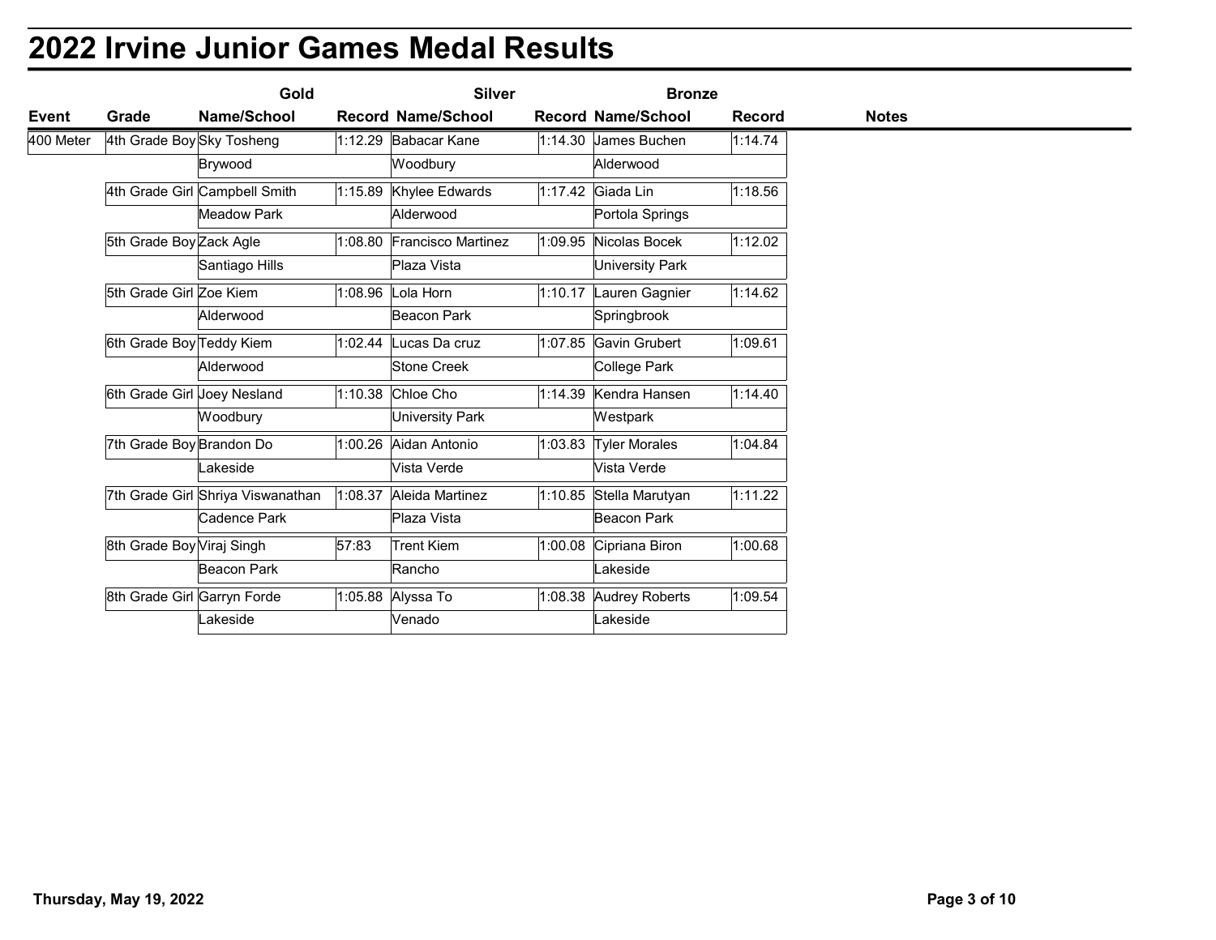# 2022 Irvine Junior Games Medal Results

| | | Gold | | Silver | | Bronze | | |
|---|---|---|---|---|---|---|---|---|
| **Event** | **Grade** | **Name/School** | **Record** | **Name/School** | **Record** | **Name/School** | **Record** | **Notes** |
| 400 Meter | 4th Grade Boy | Sky Tosheng | 1:12.29 | Babacar Kane | 1:14.30 | James Buchen | 1:14.74 | |
| | | Brywood | | Woodbury | | Alderwood | | |
| | 4th Grade Girl | Campbell Smith | 1:15.89 | Khylee Edwards | 1:17.42 | Giada Lin | 1:18.56 | |
| | | Meadow Park | | Alderwood | | Portola Springs | | |
| | 5th Grade Boy | Zack Agle | 1:08.80 | Francisco Martinez | 1:09.95 | Nicolas Bocek | 1:12.02 | |
| | | Santiago Hills | | Plaza Vista | | University Park | | |
| | 5th Grade Girl | Zoe Kiem | 1:08.96 | Lola Horn | 1:10.17 | Lauren Gagnier | 1:14.62 | |
| | | Alderwood | | Beacon Park | | Springbrook | | |
| | 6th Grade Boy | Teddy Kiem | 1:02.44 | Lucas Da cruz | 1:07.85 | Gavin Grubert | 1:09.61 | |
| | | Alderwood | | Stone Creek | | College Park | | |
| | 6th Grade Girl | Joey Nesland | 1:10.38 | Chloe Cho | 1:14.39 | Kendra Hansen | 1:14.40 | |
| | | Woodbury | | University Park | | Westpark | | |
| | 7th Grade Boy | Brandon Do | 1:00.26 | Aidan Antonio | 1:03.83 | Tyler Morales | 1:04.84 | |
| | | Lakeside | | Vista Verde | | Vista Verde | | |
| | 7th Grade Girl | Shriya Viswanathan | 1:08.37 | Aleida Martinez | 1:10.85 | Stella Marutyan | 1:11.22 | |
| | | Cadence Park | | Plaza Vista | | Beacon Park | | |
| | 8th Grade Boy | Viraj Singh | 57:83 | Trent Kiem | 1:00.08 | Cipriana Biron | 1:00.68 | |
| | | Beacon Park | | Rancho | | Lakeside | | |
| | 8th Grade Girl | Garryn Forde | 1:05.88 | Alyssa To | 1:08.38 | Audrey Roberts | 1:09.54 | |
| | | Lakeside | | Venado | | Lakeside | | |

Thursday, May 19, 2022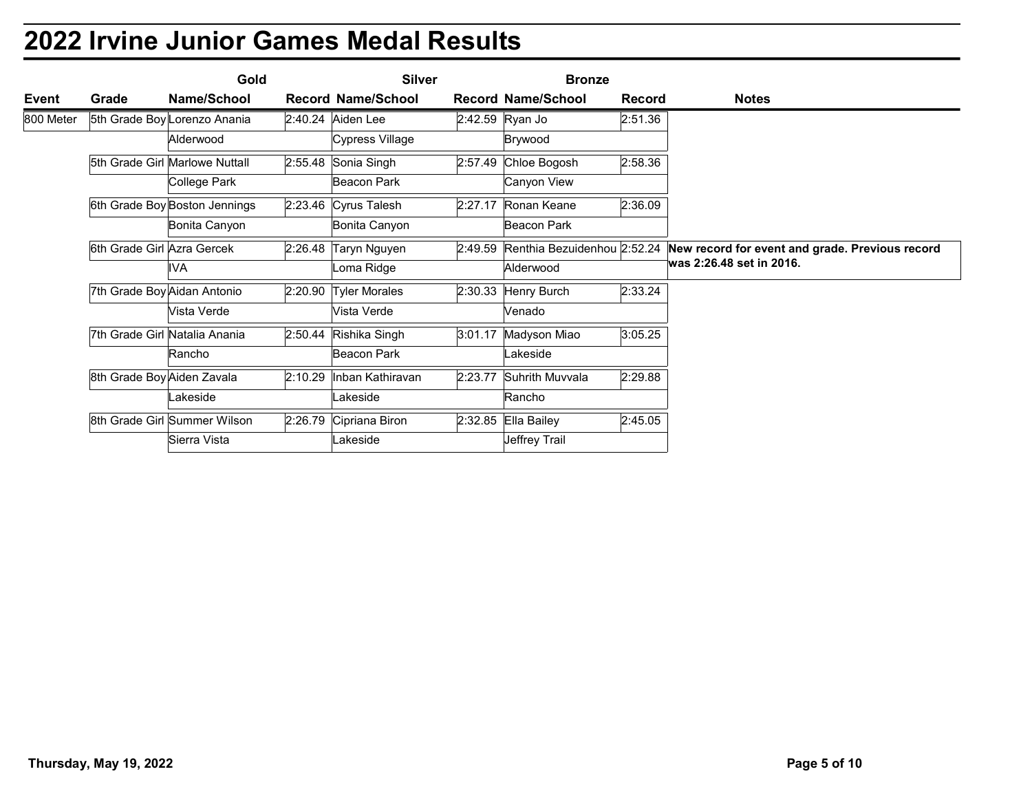# 2022 Irvine Junior Games Medal Results

| Event | Grade | Gold Name/School | Gold Record | Silver Name/School | Silver Record | Bronze Name/School | Bronze Record | Notes |
|---|---|---|---|---|---|---|---|---|
| 800 Meter | 5th Grade Boy | Lorenzo Anania | 2:40.24 | Aiden Lee | 2:42.59 | Ryan Jo | 2:51.36 | |
| | | Alderwood | | Cypress Village | | Brywood | | |
| | 5th Grade Girl | Marlowe Nuttall | 2:55.48 | Sonia Singh | 2:57.49 | Chloe Bogosh | 2:58.36 | |
| | | College Park | | Beacon Park | | Canyon View | | |
| | 6th Grade Boy | Boston Jennings | 2:23.46 | Cyrus Talesh | 2:27.17 | Ronan Keane | 2:36.09 | |
| | | Bonita Canyon | | Bonita Canyon | | Beacon Park | | |
| | 6th Grade Girl | Azra Gercek | 2:26.48 | Taryn Nguyen | 2:49.59 | Renthia Bezuidenhou | 2:52.24 | **New record for event and grade. Previous record was 2:26.48 set in 2016.** |
| | | IVA | | Loma Ridge | | Alderwood | | |
| | 7th Grade Boy | Aidan Antonio | 2:20.90 | Tyler Morales | 2:30.33 | Henry Burch | 2:33.24 | |
| | | Vista Verde | | Vista Verde | | Venado | | |
| | 7th Grade Girl | Natalia Anania | 2:50.44 | Rishika Singh | 3:01.17 | Madyson Miao | 3:05.25 | |
| | | Rancho | | Beacon Park | | Lakeside | | |
| | 8th Grade Boy | Aiden Zavala | 2:10.29 | Inban Kathiravan | 2:23.77 | Suhrith Muvvala | 2:29.88 | |
| | | Lakeside | | Lakeside | | Rancho | | |
| | 8th Grade Girl | Summer Wilson | 2:26.79 | Cipriana Biron | 2:32.85 | Ella Bailey | 2:45.05 | |
| | | Sierra Vista | | Lakeside | | Jeffrey Trail | | |

Thursday, May 19, 2022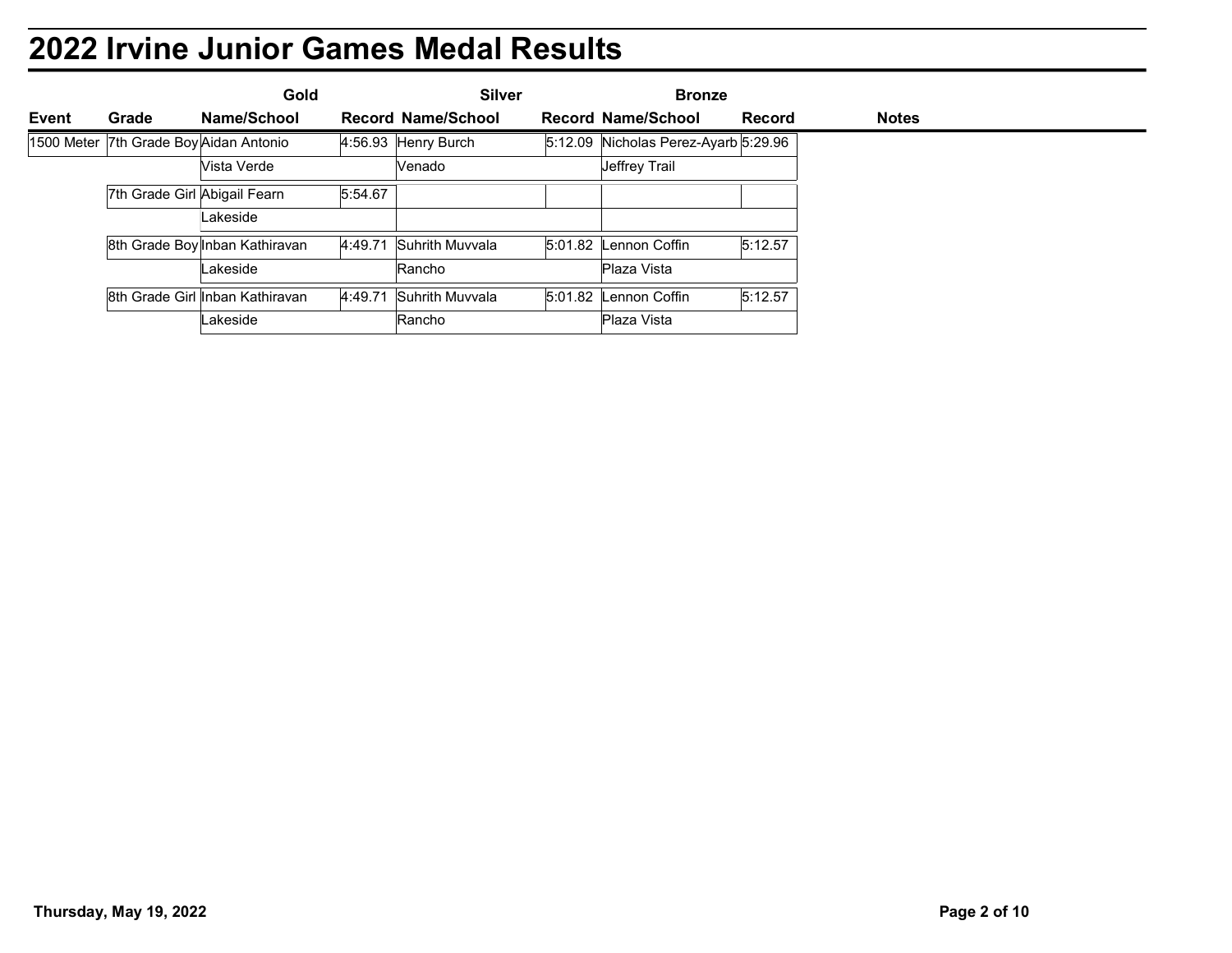# 2022 Irvine Junior Games Medal Results

| Event | Grade | Gold Name/School | Record | Silver Name/School | Record | Bronze Name/School | Record | Notes |
|---|---|---|---|---|---|---|---|---|
| 1500 Meter | 7th Grade Boy | Aidan Antonio | 4:56.93 | Henry Burch | 5:12.09 | Nicholas Perez-Ayarb | 5:29.96 | |
| | | Vista Verde | | Venado | | Jeffrey Trail | | |
| | 7th Grade Girl | Abigail Fearn | 5:54.67 | | | | | |
| | | Lakeside | | | | | | |
| | 8th Grade Boy | Inban Kathiravan | 4:49.71 | Suhrith Muvvala | 5:01.82 | Lennon Coffin | 5:12.57 | |
| | | Lakeside | | Rancho | | Plaza Vista | | |
| | 8th Grade Girl | Inban Kathiravan | 4:49.71 | Suhrith Muvvala | 5:01.82 | Lennon Coffin | 5:12.57 | |
| | | Lakeside | | Rancho | | Plaza Vista | | |

Thursday, May 19, 2022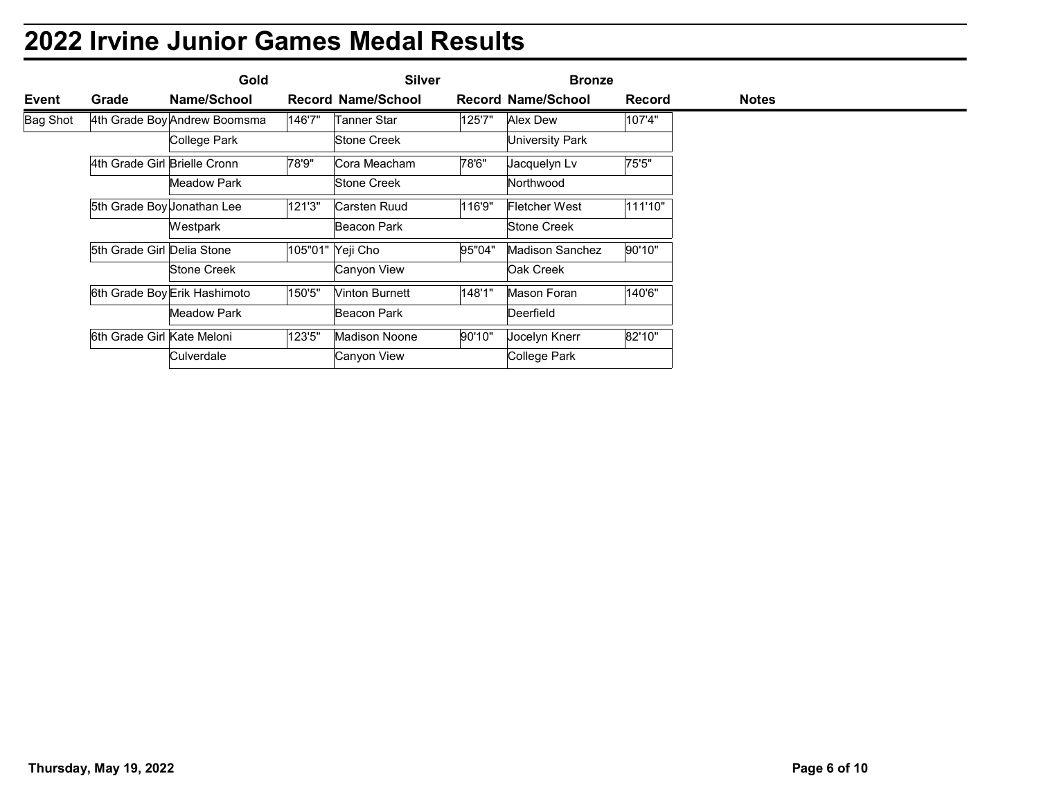# 2022 Irvine Junior Games Medal Results

| | | Gold | | Silver | | Bronze | | |
|---|---|---|---|---|---|---|---|---|
| **Event** | **Grade** | **Name/School** | **Record** | **Name/School** | **Record** | **Name/School** | **Record** | **Notes** |
| Bag Shot | 4th Grade Boy | Andrew Boomsma | 146'7" | Tanner Star | 125'7" | Alex Dew | 107'4" | |
| | | College Park | | Stone Creek | | University Park | | |
| | 4th Grade Girl | Brielle Cronn | 78'9" | Cora Meacham | 78'6" | Jacquelyn Lv | 75'5" | |
| | | Meadow Park | | Stone Creek | | Northwood | | |
| | 5th Grade Boy | Jonathan Lee | 121'3" | Carsten Ruud | 116'9" | Fletcher West | 111'10" | |
| | | Westpark | | Beacon Park | | Stone Creek | | |
| | 5th Grade Girl | Delia Stone | 105"01" | Yeji Cho | 95"04" | Madison Sanchez | 90'10" | |
| | | Stone Creek | | Canyon View | | Oak Creek | | |
| | 6th Grade Boy | Erik Hashimoto | 150'5" | Vinton Burnett | 148'1" | Mason Foran | 140'6" | |
| | | Meadow Park | | Beacon Park | | Deerfield | | |
| | 6th Grade Girl | Kate Meloni | 123'5" | Madison Noone | 90'10" | Jocelyn Knerr | 82'10" | |
| | | Culverdale | | Canyon View | | College Park | | |

Thursday, May 19, 2022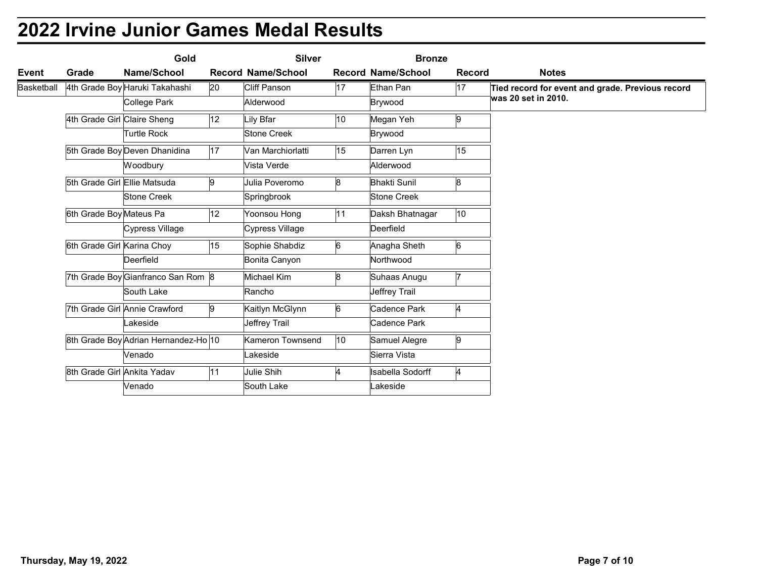# 2022 Irvine Junior Games Medal Results

| | | Gold | | Silver | | Bronze | | |
|---|---|---|---|---|---|---|---|---|
| Event | Grade | Name/School | Record | Name/School | Record | Name/School | Record | Notes |
| Basketball | 4th Grade Boy | Haruki Takahashi | 20 | Cliff Panson | 17 | Ethan Pan | 17 | **Tied record for event and grade. Previous record was 20 set in 2010.** |
| | | College Park | | Alderwood | | Brywood | | |
| | 4th Grade Girl | Claire Sheng | 12 | Lily Bfar | 10 | Megan Yeh | 9 | |
| | | Turtle Rock | | Stone Creek | | Brywood | | |
| | 5th Grade Boy | Deven Dhanidina | 17 | Van Marchiorlatti | 15 | Darren Lyn | 15 | |
| | | Woodbury | | Vista Verde | | Alderwood | | |
| | 5th Grade Girl | Ellie Matsuda | 9 | Julia Poveromo | 8 | Bhakti Sunil | 8 | |
| | | Stone Creek | | Springbrook | | Stone Creek | | |
| | 6th Grade Boy | Mateus Pa | 12 | Yoonsou Hong | 11 | Daksh Bhatnagar | 10 | |
| | | Cypress Village | | Cypress Village | | Deerfield | | |
| | 6th Grade Girl | Karina Choy | 15 | Sophie Shabdiz | 6 | Anagha Sheth | 6 | |
| | | Deerfield | | Bonita Canyon | | Northwood | | |
| | 7th Grade Boy | Gianfranco San Rom | 8 | Michael Kim | 8 | Suhaas Anugu | 7 | |
| | | South Lake | | Rancho | | Jeffrey Trail | | |
| | 7th Grade Girl | Annie Crawford | 9 | Kaitlyn McGlynn | 6 | Cadence Park | 4 | |
| | | Lakeside | | Jeffrey Trail | | Cadence Park | | |
| | 8th Grade Boy | Adrian Hernandez-Ho | 10 | Kameron Townsend | 10 | Samuel Alegre | 9 | |
| | | Venado | | Lakeside | | Sierra Vista | | |
| | 8th Grade Girl | Ankita Yadav | 11 | Julie Shih | 4 | Isabella Sodorff | 4 | |
| | | Venado | | South Lake | | Lakeside | | |

Thursday, May 19, 2022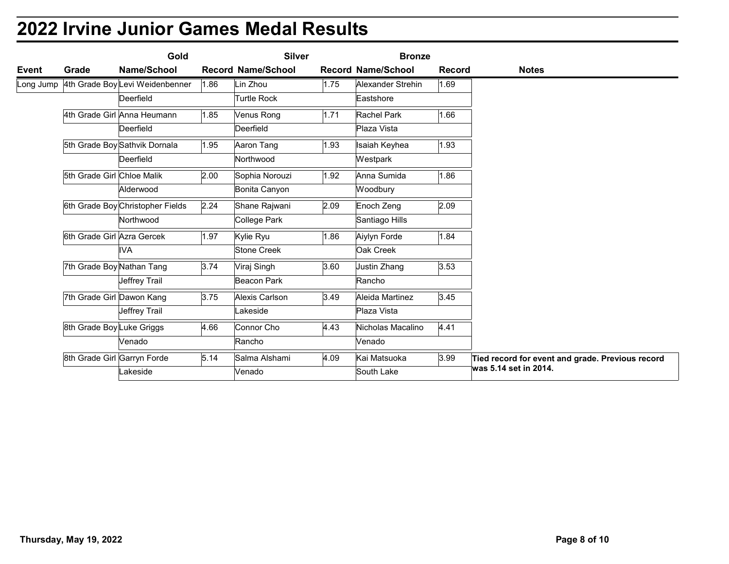# 2022 Irvine Junior Games Medal Results

| | | Gold | | Silver | | Bronze | | |
|---|---|---|---|---|---|---|---|---|
| **Event** | **Grade** | **Name/School** | **Record** | **Name/School** | **Record** | **Name/School** | **Record** | **Notes** |
| Long Jump | 4th Grade Boy | Levi Weidenbenner | 1.86 | Lin Zhou | 1.75 | Alexander Strehin | 1.69 | |
| | | Deerfield | | Turtle Rock | | Eastshore | | |
| | 4th Grade Girl | Anna Heumann | 1.85 | Venus Rong | 1.71 | Rachel Park | 1.66 | |
| | | Deerfield | | Deerfield | | Plaza Vista | | |
| | 5th Grade Boy | Sathvik Dornala | 1.95 | Aaron Tang | 1.93 | Isaiah Keyhea | 1.93 | |
| | | Deerfield | | Northwood | | Westpark | | |
| | 5th Grade Girl | Chloe Malik | 2.00 | Sophia Norouzi | 1.92 | Anna Sumida | 1.86 | |
| | | Alderwood | | Bonita Canyon | | Woodbury | | |
| | 6th Grade Boy | Christopher Fields | 2.24 | Shane Rajwani | 2.09 | Enoch Zeng | 2.09 | |
| | | Northwood | | College Park | | Santiago Hills | | |
| | 6th Grade Girl | Azra Gercek | 1.97 | Kylie Ryu | 1.86 | Aiylyn Forde | 1.84 | |
| | | IVA | | Stone Creek | | Oak Creek | | |
| | 7th Grade Boy | Nathan Tang | 3.74 | Viraj Singh | 3.60 | Justin Zhang | 3.53 | |
| | | Jeffrey Trail | | Beacon Park | | Rancho | | |
| | 7th Grade Girl | Dawon Kang | 3.75 | Alexis Carlson | 3.49 | Aleida Martinez | 3.45 | |
| | | Jeffrey Trail | | Lakeside | | Plaza Vista | | |
| | 8th Grade Boy | Luke Griggs | 4.66 | Connor Cho | 4.43 | Nicholas Macalino | 4.41 | |
| | | Venado | | Rancho | | Venado | | |
| | 8th Grade Girl | Garryn Forde | 5.14 | Salma Alshami | 4.09 | Kai Matsuoka | 3.99 | **Tied record for event and grade. Previous record was 5.14 set in 2014.** |
| | | Lakeside | | Venado | | South Lake | | |

Thursday, May 19, 2022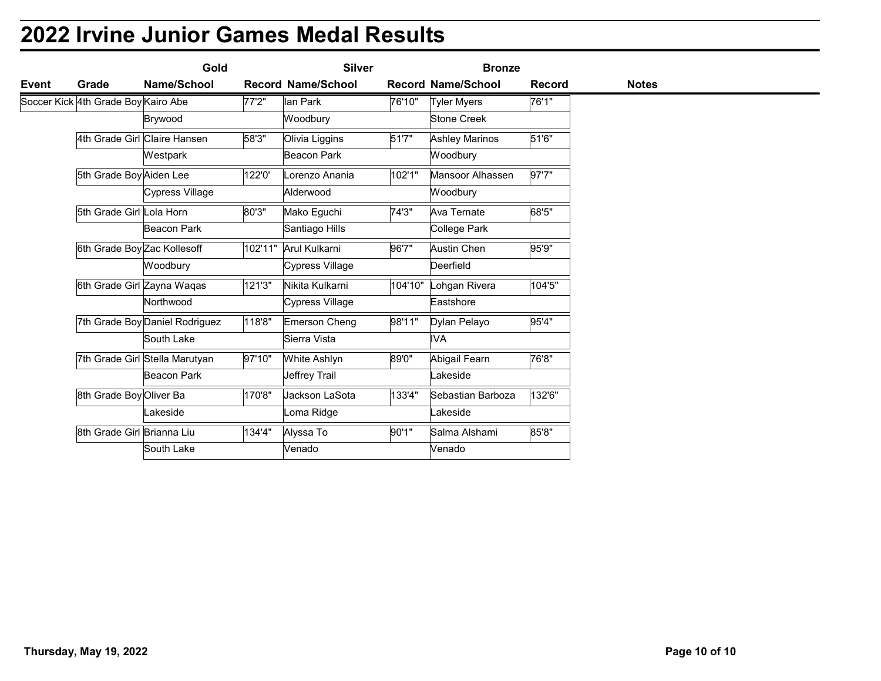# 2022 Irvine Junior Games Medal Results

| | | Gold | | Silver | | Bronze | | |
|---|---|---|---|---|---|---|---|---|
| Event | Grade | Name/School | Record | Name/School | Record | Name/School | Record | Notes |
| Soccer Kick | 4th Grade Boy | Kairo Abe | 77'2" | Ian Park | 76'10" | Tyler Myers | 76'1" | |
| | | Brywood | | Woodbury | | Stone Creek | | |
| | 4th Grade Girl | Claire Hansen | 58'3" | Olivia Liggins | 51'7" | Ashley Marinos | 51'6" | |
| | | Westpark | | Beacon Park | | Woodbury | | |
| | 5th Grade Boy | Aiden Lee | 122'0' | Lorenzo Anania | 102'1" | Mansoor Alhassen | 97'7" | |
| | | Cypress Village | | Alderwood | | Woodbury | | |
| | 5th Grade Girl | Lola Horn | 80'3" | Mako Eguchi | 74'3" | Ava Ternate | 68'5" | |
| | | Beacon Park | | Santiago Hills | | College Park | | |
| | 6th Grade Boy | Zac Kollesoff | 102'11" | Arul Kulkarni | 96'7" | Austin Chen | 95'9" | |
| | | Woodbury | | Cypress Village | | Deerfield | | |
| | 6th Grade Girl | Zayna Waqas | 121'3" | Nikita Kulkarni | 104'10" | Lohgan Rivera | 104'5" | |
| | | Northwood | | Cypress Village | | Eastshore | | |
| | 7th Grade Boy | Daniel Rodriguez | 118'8" | Emerson Cheng | 98'11" | Dylan Pelayo | 95'4" | |
| | | South Lake | | Sierra Vista | | IVA | | |
| | 7th Grade Girl | Stella Marutyan | 97'10" | White Ashlyn | 89'0" | Abigail Fearn | 76'8" | |
| | | Beacon Park | | Jeffrey Trail | | Lakeside | | |
| | 8th Grade Boy | Oliver Ba | 170'8" | Jackson LaSota | 133'4" | Sebastian Barboza | 132'6" | |
| | | Lakeside | | Loma Ridge | | Lakeside | | |
| | 8th Grade Girl | Brianna Liu | 134'4" | Alyssa To | 90'1" | Salma Alshami | 85'8" | |
| | | South Lake | | Venado | | Venado | | |

Thursday, May 19, 2022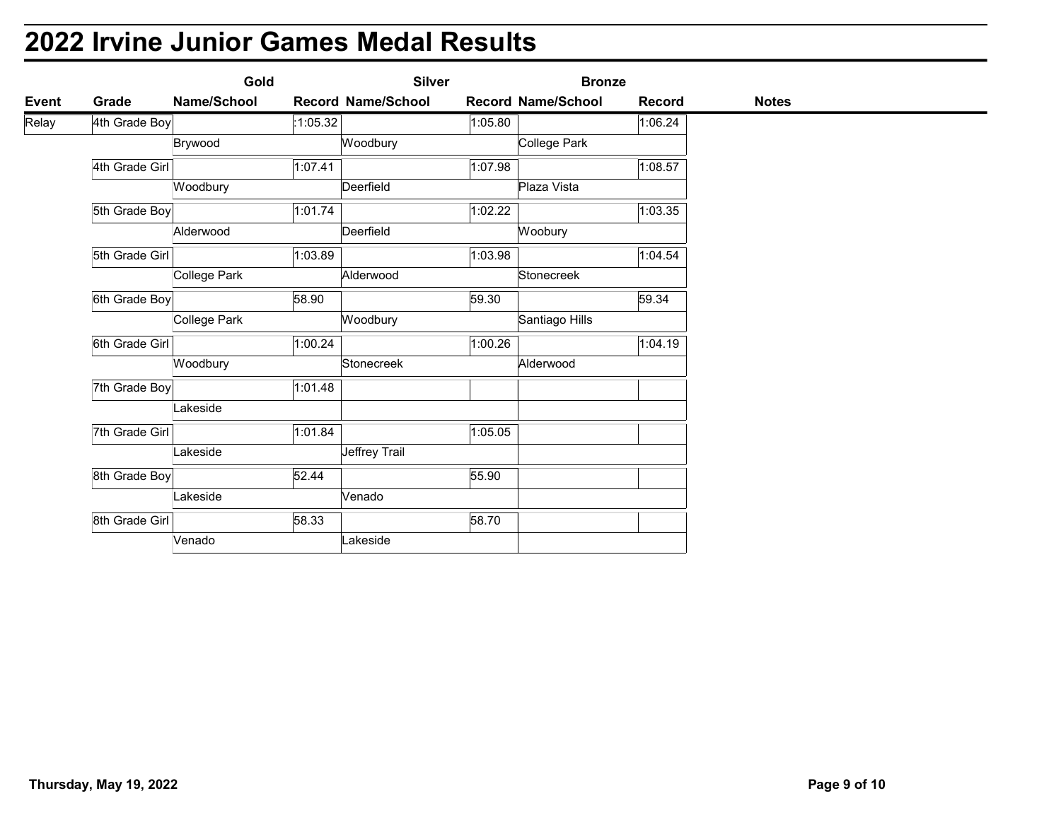# 2022 Irvine Junior Games Medal Results

| | | Gold | | Silver | | Bronze | | |
|---|---|---|---|---|---|---|---|---|
| **Event** | **Grade** | **Name/School** | **Record** | **Name/School** | **Record** | **Name/School** | **Record** | **Notes** |
| Relay | 4th Grade Boy | | :1:05.32 | | 1:05.80 | | 1:06.24 | |
| | | Brywood | | Woodbury | | College Park | | |
| | 4th Grade Girl | | 1:07.41 | | 1:07.98 | | 1:08.57 | |
| | | Woodbury | | Deerfield | | Plaza Vista | | |
| | 5th Grade Boy | | 1:01.74 | | 1:02.22 | | 1:03.35 | |
| | | Alderwood | | Deerfield | | Woobury | | |
| | 5th Grade Girl | | 1:03.89 | | 1:03.98 | | 1:04.54 | |
| | | College Park | | Alderwood | | Stonecreek | | |
| | 6th Grade Boy | | 58.90 | | 59.30 | | 59.34 | |
| | | College Park | | Woodbury | | Santiago Hills | | |
| | 6th Grade Girl | | 1:00.24 | | 1:00.26 | | 1:04.19 | |
| | | Woodbury | | Stonecreek | | Alderwood | | |
| | 7th Grade Boy | | 1:01.48 | | | | | |
| | | Lakeside | | | | | | |
| | 7th Grade Girl | | 1:01.84 | | 1:05.05 | | | |
| | | Lakeside | | Jeffrey Trail | | | | |
| | 8th Grade Boy | | 52.44 | | 55.90 | | | |
| | | Lakeside | | Venado | | | | |
| | 8th Grade Girl | | 58.33 | | 58.70 | | | |
| | | Venado | | Lakeside | | | | |

Thursday, May 19, 2022